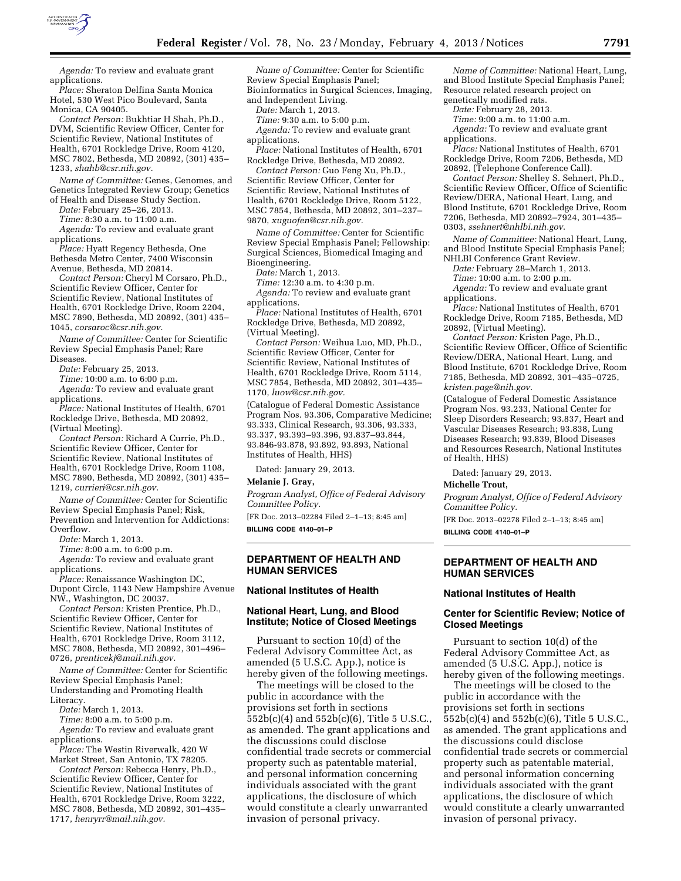*Agenda:* To review and evaluate grant applications.

*Place:* Sheraton Delfina Santa Monica Hotel, 530 West Pico Boulevard, Santa Monica, CA 90405.

*Contact Person:* Bukhtiar H Shah, Ph.D., DVM, Scientific Review Officer, Center for Scientific Review, National Institutes of Health, 6701 Rockledge Drive, Room 4120, MSC 7802, Bethesda, MD 20892, (301) 435–1233, *shahb@csr.nih.gov.*

*Name of Committee:* Genes, Genomes, and Genetics Integrated Review Group; Genetics of Health and Disease Study Section.

*Date:* February 25–26, 2013.

*Time:* 8:30 a.m. to 11:00 a.m.

*Agenda:* To review and evaluate grant applications.

*Place:* Hyatt Regency Bethesda, One Bethesda Metro Center, 7400 Wisconsin Avenue, Bethesda, MD 20814.

*Contact Person:* Cheryl M Corsaro, Ph.D., Scientific Review Officer, Center for Scientific Review, National Institutes of Health, 6701 Rockledge Drive, Room 2204, MSC 7890, Bethesda, MD 20892, (301) 435–1045, *corsaroc@csr.nih.gov.*

*Name of Committee:* Center for Scientific Review Special Emphasis Panel; Rare Diseases.

*Date:* February 25, 2013.

*Time:* 10:00 a.m. to 6:00 p.m.

*Agenda:* To review and evaluate grant applications.

*Place:* National Institutes of Health, 6701 Rockledge Drive, Bethesda, MD 20892, (Virtual Meeting).

*Contact Person:* Richard A Currie, Ph.D., Scientific Review Officer, Center for Scientific Review, National Institutes of Health, 6701 Rockledge Drive, Room 1108, MSC 7890, Bethesda, MD 20892, (301) 435–1219, *currieri@csr.nih.gov.*

*Name of Committee:* Center for Scientific Review Special Emphasis Panel; Risk, Prevention and Intervention for Addictions: Overflow.

*Date:* March 1, 2013.

*Time:* 8:00 a.m. to 6:00 p.m.

*Agenda:* To review and evaluate grant applications.

*Place:* Renaissance Washington DC, Dupont Circle, 1143 New Hampshire Avenue NW., Washington, DC 20037.

*Contact Person:* Kristen Prentice, Ph.D., Scientific Review Officer, Center for Scientific Review, National Institutes of Health, 6701 Rockledge Drive, Room 3112, MSC 7808, Bethesda, MD 20892, 301–496–0726, *prenticekj@mail.nih.gov.*

*Name of Committee:* Center for Scientific Review Special Emphasis Panel; Understanding and Promoting Health Literacy.

*Date:* March 1, 2013.

*Time:* 8:00 a.m. to 5:00 p.m.

*Agenda:* To review and evaluate grant applications.

*Place:* The Westin Riverwalk, 420 W Market Street, San Antonio, TX 78205.

*Contact Person:* Rebecca Henry, Ph.D., Scientific Review Officer, Center for Scientific Review, National Institutes of Health, 6701 Rockledge Drive, Room 3222, MSC 7808, Bethesda, MD 20892, 301–435–1717, *henryrr@mail.nih.gov.*

*Name of Committee:* Center for Scientific Review Special Emphasis Panel; Bioinformatics in Surgical Sciences, Imaging, and Independent Living.

*Date:* March 1, 2013.

*Time:* 9:30 a.m. to 5:00 p.m.

*Agenda:* To review and evaluate grant applications.

*Place:* National Institutes of Health, 6701 Rockledge Drive, Bethesda, MD 20892.

*Contact Person:* Guo Feng Xu, Ph.D., Scientific Review Officer, Center for Scientific Review, National Institutes of Health, 6701 Rockledge Drive, Room 5122, MSC 7854, Bethesda, MD 20892, 301–237–9870, *xuguofen@csr.nih.gov.*

*Name of Committee:* Center for Scientific Review Special Emphasis Panel; Fellowship: Surgical Sciences, Biomedical Imaging and Bioengineering.

*Date:* March 1, 2013.

*Time:* 12:30 a.m. to 4:30 p.m.

*Agenda:* To review and evaluate grant applications.

*Place:* National Institutes of Health, 6701 Rockledge Drive, Bethesda, MD 20892, (Virtual Meeting).

*Contact Person:* Weihua Luo, MD, Ph.D., Scientific Review Officer, Center for Scientific Review, National Institutes of Health, 6701 Rockledge Drive, Room 5114, MSC 7854, Bethesda, MD 20892, 301–435–1170, *luow@csr.nih.gov.*

(Catalogue of Federal Domestic Assistance Program Nos. 93.306, Comparative Medicine; 93.333, Clinical Research, 93.306, 93.333, 93.337, 93.393–93.396, 93.837–93.844, 93.846-93.878, 93.892, 93.893, National Institutes of Health, HHS)

Dated: January 29, 2013.

**Melanie J. Gray,**

*Program Analyst, Office of Federal Advisory Committee Policy.*

[FR Doc. 2013–02284 Filed 2–1–13; 8:45 am]

**BILLING CODE 4140–01–P**

---

## DEPARTMENT OF HEALTH AND HUMAN SERVICES

### National Institutes of Health

### National Heart, Lung, and Blood Institute; Notice of Closed Meetings

Pursuant to section 10(d) of the Federal Advisory Committee Act, as amended (5 U.S.C. App.), notice is hereby given of the following meetings.

The meetings will be closed to the public in accordance with the provisions set forth in sections 552b(c)(4) and 552b(c)(6), Title 5 U.S.C., as amended. The grant applications and the discussions could disclose confidential trade secrets or commercial property such as patentable material, and personal information concerning individuals associated with the grant applications, the disclosure of which would constitute a clearly unwarranted invasion of personal privacy.

*Name of Committee:* National Heart, Lung, and Blood Institute Special Emphasis Panel; Resource related research project on genetically modified rats.

*Date:* February 28, 2013.

*Time:* 9:00 a.m. to 11:00 a.m.

*Agenda:* To review and evaluate grant applications.

*Place:* National Institutes of Health, 6701 Rockledge Drive, Room 7206, Bethesda, MD 20892, (Telephone Conference Call).

*Contact Person:* Shelley S. Sehnert, Ph.D., Scientific Review Officer, Office of Scientific Review/DERA, National Heart, Lung, and Blood Institute, 6701 Rockledge Drive, Room 7206, Bethesda, MD 20892–7924, 301–435–0303, *ssehnert@nhlbi.nih.gov.*

*Name of Committee:* National Heart, Lung, and Blood Institute Special Emphasis Panel; NHLBI Conference Grant Review.

*Date:* February 28–March 1, 2013.

*Time:* 10:00 a.m. to 2:00 p.m.

*Agenda:* To review and evaluate grant applications.

*Place:* National Institutes of Health, 6701 Rockledge Drive, Room 7185, Bethesda, MD 20892, (Virtual Meeting).

*Contact Person:* Kristen Page, Ph.D., Scientific Review Officer, Office of Scientific Review/DERA, National Heart, Lung, and Blood Institute, 6701 Rockledge Drive, Room 7185, Bethesda, MD 20892, 301–435–0725, *kristen.page@nih.gov.*

(Catalogue of Federal Domestic Assistance Program Nos. 93.233, National Center for Sleep Disorders Research; 93.837, Heart and Vascular Diseases Research; 93.838, Lung Diseases Research; 93.839, Blood Diseases and Resources Research, National Institutes of Health, HHS)

Dated: January 29, 2013.

**Michelle Trout,**

*Program Analyst, Office of Federal Advisory Committee Policy.*

[FR Doc. 2013–02278 Filed 2–1–13; 8:45 am]

**BILLING CODE 4140–01–P**

---

## DEPARTMENT OF HEALTH AND HUMAN SERVICES

### National Institutes of Health

### Center for Scientific Review; Notice of Closed Meetings

Pursuant to section 10(d) of the Federal Advisory Committee Act, as amended (5 U.S.C. App.), notice is hereby given of the following meetings.

The meetings will be closed to the public in accordance with the provisions set forth in sections 552b(c)(4) and 552b(c)(6), Title 5 U.S.C., as amended. The grant applications and the discussions could disclose confidential trade secrets or commercial property such as patentable material, and personal information concerning individuals associated with the grant applications, the disclosure of which would constitute a clearly unwarranted invasion of personal privacy.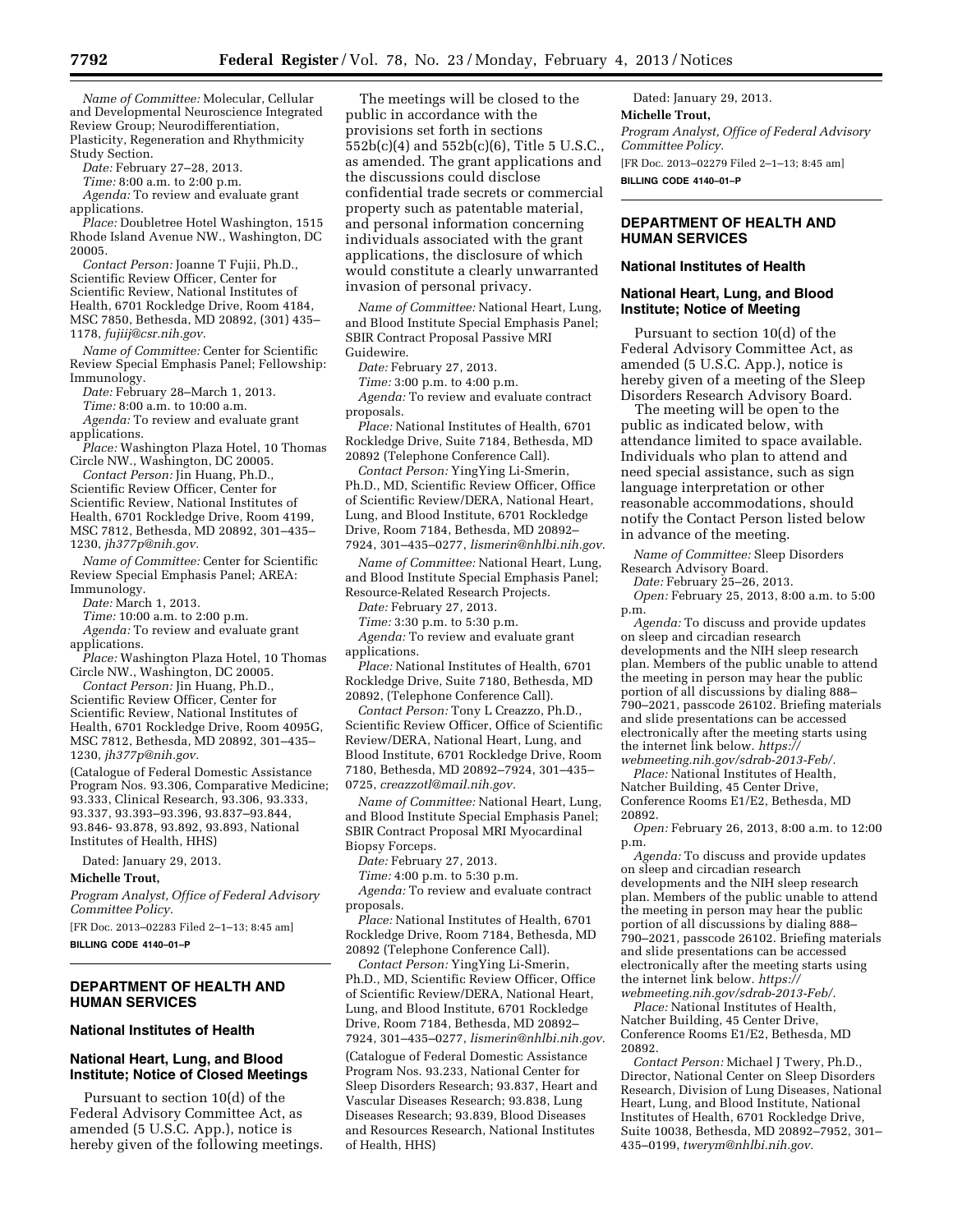*Name of Committee:* Molecular, Cellular and Developmental Neuroscience Integrated Review Group; Neurodifferentiation, Plasticity, Regeneration and Rhythmicity Study Section.

*Date:* February 27–28, 2013.

*Time:* 8:00 a.m. to 2:00 p.m.

*Agenda:* To review and evaluate grant applications.

*Place:* Doubletree Hotel Washington, 1515 Rhode Island Avenue NW., Washington, DC 20005.

*Contact Person:* Joanne T Fujii, Ph.D., Scientific Review Officer, Center for Scientific Review, National Institutes of Health, 6701 Rockledge Drive, Room 4184, MSC 7850, Bethesda, MD 20892, (301) 435–1178, *fujiij@csr.nih.gov*.

*Name of Committee:* Center for Scientific Review Special Emphasis Panel; Fellowship: Immunology.

*Date:* February 28–March 1, 2013.

*Time:* 8:00 a.m. to 10:00 a.m.

*Agenda:* To review and evaluate grant applications.

*Place:* Washington Plaza Hotel, 10 Thomas Circle NW., Washington, DC 20005.

*Contact Person:* Jin Huang, Ph.D., Scientific Review Officer, Center for Scientific Review, National Institutes of Health, 6701 Rockledge Drive, Room 4199, MSC 7812, Bethesda, MD 20892, 301–435–1230, *jh377p@nih.gov.*

*Name of Committee:* Center for Scientific Review Special Emphasis Panel; AREA: Immunology.

*Date:* March 1, 2013.

*Time:* 10:00 a.m. to 2:00 p.m.

*Agenda:* To review and evaluate grant applications.

*Place:* Washington Plaza Hotel, 10 Thomas Circle NW., Washington, DC 20005.

*Contact Person:* Jin Huang, Ph.D., Scientific Review Officer, Center for Scientific Review, National Institutes of Health, 6701 Rockledge Drive, Room 4095G, MSC 7812, Bethesda, MD 20892, 301–435–1230, *jh377p@nih.gov.*

(Catalogue of Federal Domestic Assistance Program Nos. 93.306, Comparative Medicine; 93.333, Clinical Research, 93.306, 93.333, 93.337, 93.393–93.396, 93.837–93.844, 93.846- 93.878, 93.892, 93.893, National Institutes of Health, HHS)

Dated: January 29, 2013.

**Michelle Trout,**

*Program Analyst, Office of Federal Advisory Committee Policy.*

[FR Doc. 2013–02283 Filed 2–1–13; 8:45 am]

**BILLING CODE 4140–01–P**

## DEPARTMENT OF HEALTH AND HUMAN SERVICES

### National Institutes of Health

### National Heart, Lung, and Blood Institute; Notice of Closed Meetings

Pursuant to section 10(d) of the Federal Advisory Committee Act, as amended (5 U.S.C. App.), notice is hereby given of the following meetings.

The meetings will be closed to the public in accordance with the provisions set forth in sections 552b(c)(4) and 552b(c)(6), Title 5 U.S.C., as amended. The grant applications and the discussions could disclose confidential trade secrets or commercial property such as patentable material, and personal information concerning individuals associated with the grant applications, the disclosure of which would constitute a clearly unwarranted invasion of personal privacy.

*Name of Committee:* National Heart, Lung, and Blood Institute Special Emphasis Panel; SBIR Contract Proposal Passive MRI Guidewire.

*Date:* February 27, 2013.

*Time:* 3:00 p.m. to 4:00 p.m.

*Agenda:* To review and evaluate contract proposals.

*Place:* National Institutes of Health, 6701 Rockledge Drive, Suite 7184, Bethesda, MD 20892 (Telephone Conference Call).

*Contact Person:* YingYing Li-Smerin, Ph.D., MD, Scientific Review Officer, Office of Scientific Review/DERA, National Heart, Lung, and Blood Institute, 6701 Rockledge Drive, Room 7184, Bethesda, MD 20892–7924, 301–435–0277, *lismerin@nhlbi.nih.gov*.

*Name of Committee:* National Heart, Lung, and Blood Institute Special Emphasis Panel; Resource-Related Research Projects.

*Date:* February 27, 2013.

*Time:* 3:30 p.m. to 5:30 p.m.

*Agenda:* To review and evaluate grant applications.

*Place:* National Institutes of Health, 6701 Rockledge Drive, Suite 7180, Bethesda, MD 20892, (Telephone Conference Call).

*Contact Person:* Tony L Creazzo, Ph.D., Scientific Review Officer, Office of Scientific Review/DERA, National Heart, Lung, and Blood Institute, 6701 Rockledge Drive, Room 7180, Bethesda, MD 20892–7924, 301–435–0725, *creazzotl@mail.nih.gov.*

*Name of Committee:* National Heart, Lung, and Blood Institute Special Emphasis Panel; SBIR Contract Proposal MRI Myocardinal Biopsy Forceps.

*Date:* February 27, 2013.

*Time:* 4:00 p.m. to 5:30 p.m.

*Agenda:* To review and evaluate contract proposals.

*Place:* National Institutes of Health, 6701 Rockledge Drive, Room 7184, Bethesda, MD 20892 (Telephone Conference Call).

*Contact Person:* YingYing Li-Smerin, Ph.D., MD, Scientific Review Officer, Office of Scientific Review/DERA, National Heart, Lung, and Blood Institute, 6701 Rockledge Drive, Room 7184, Bethesda, MD 20892–7924, 301–435–0277, *lismerin@nhlbi.nih.gov*.

(Catalogue of Federal Domestic Assistance Program Nos. 93.233, National Center for Sleep Disorders Research; 93.837, Heart and Vascular Diseases Research; 93.838, Lung Diseases Research; 93.839, Blood Diseases and Resources Research, National Institutes of Health, HHS)

Dated: January 29, 2013.

**Michelle Trout,**

*Program Analyst, Office of Federal Advisory Committee Policy.*

[FR Doc. 2013–02279 Filed 2–1–13; 8:45 am]

**BILLING CODE 4140–01–P**

## DEPARTMENT OF HEALTH AND HUMAN SERVICES

### National Institutes of Health

### National Heart, Lung, and Blood Institute; Notice of Meeting

Pursuant to section 10(d) of the Federal Advisory Committee Act, as amended (5 U.S.C. App.), notice is hereby given of a meeting of the Sleep Disorders Research Advisory Board.

The meeting will be open to the public as indicated below, with attendance limited to space available. Individuals who plan to attend and need special assistance, such as sign language interpretation or other reasonable accommodations, should notify the Contact Person listed below in advance of the meeting.

*Name of Committee:* Sleep Disorders Research Advisory Board.

*Date:* February 25–26, 2013.

*Open:* February 25, 2013, 8:00 a.m. to 5:00 p.m.

*Agenda:* To discuss and provide updates on sleep and circadian research developments and the NIH sleep research plan. Members of the public unable to attend the meeting in person may hear the public portion of all discussions by dialing 888–790–2021, passcode 26102. Briefing materials and slide presentations can be accessed electronically after the meeting starts using the internet link below. *https://webmeeting.nih.gov/sdrab-2013-Feb/*.

*Place:* National Institutes of Health, Natcher Building, 45 Center Drive, Conference Rooms E1/E2, Bethesda, MD 20892.

*Open:* February 26, 2013, 8:00 a.m. to 12:00 p.m.

*Agenda:* To discuss and provide updates on sleep and circadian research developments and the NIH sleep research plan. Members of the public unable to attend the meeting in person may hear the public portion of all discussions by dialing 888–790–2021, passcode 26102. Briefing materials and slide presentations can be accessed electronically after the meeting starts using the internet link below. *https://webmeeting.nih.gov/sdrab-2013-Feb/*.

*Place:* National Institutes of Health, Natcher Building, 45 Center Drive, Conference Rooms E1/E2, Bethesda, MD 20892.

*Contact Person:* Michael J Twery, Ph.D., Director, National Center on Sleep Disorders Research, Division of Lung Diseases, National Heart, Lung, and Blood Institute, National Institutes of Health, 6701 Rockledge Drive, Suite 10038, Bethesda, MD 20892–7952, 301–435–0199, *tweryм@nhlbi.nih.gov.*